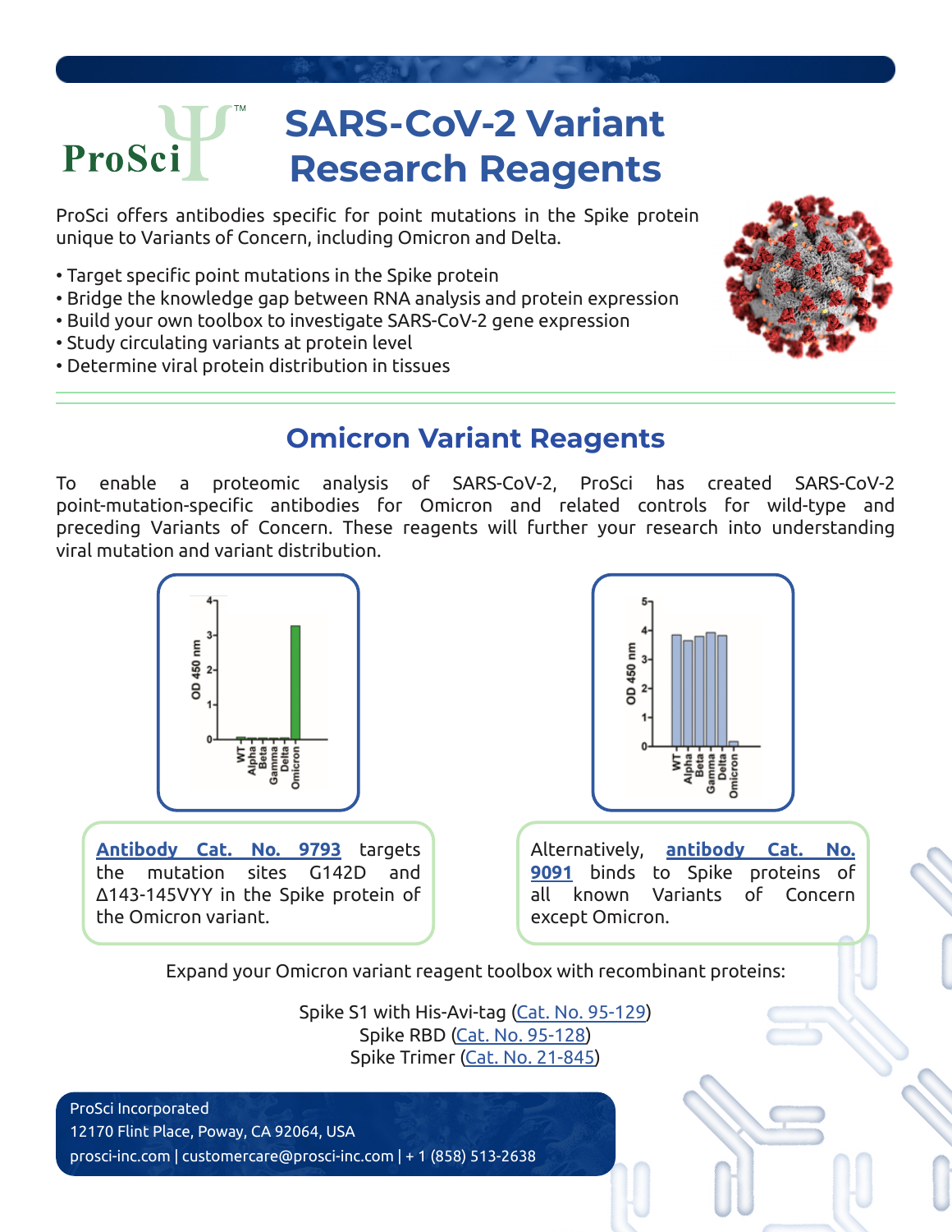# SARS-CoV-2 Variant Research Reagents

ProSci offers antibodies specific for point mutations in the Spike protein unique to Variants of Concern, including Omicron and Delta.

- Target specific point mutations in the Spike protein
- Bridge the knowledge gap between RNA analysis and protein expression
- Build your own toolbox to investigate SARS-CoV-2 gene expression
- Study circulating variants at protein level
- Determine viral protein distribution in tissues

## Omicron Variant Reagents

To enable a proteomic analysis of SARS-CoV-2, ProSci has created SARS-CoV-2 point-mutation-specific antibodies for Omicron and related controls for wild-type and preceding Variants of Concern. These reagents will further your research into understanding viral mutation and variant distribution.

**Antibody Cat. No. 9793** targets the mutation sites G142D and Δ143-145VYY in the Spike protein of the Omicron variant.

Alternatively, **antibody Cat. No. 9091** binds to Spike proteins of all known Variants of Concern except Omicron.

Expand your Omicron variant reagent toolbox with recombinant proteins:

Spike S1 with His-Avi-tag (Cat. No. 95-129)
Spike RBD (Cat. No. 95-128)
Spike Trimer (Cat. No. 21-845)

ProSci Incorporated
12170 Flint Place, Poway, CA 92064, USA
prosci-inc.com | customercare@prosci-inc.com | + 1 (858) 513-2638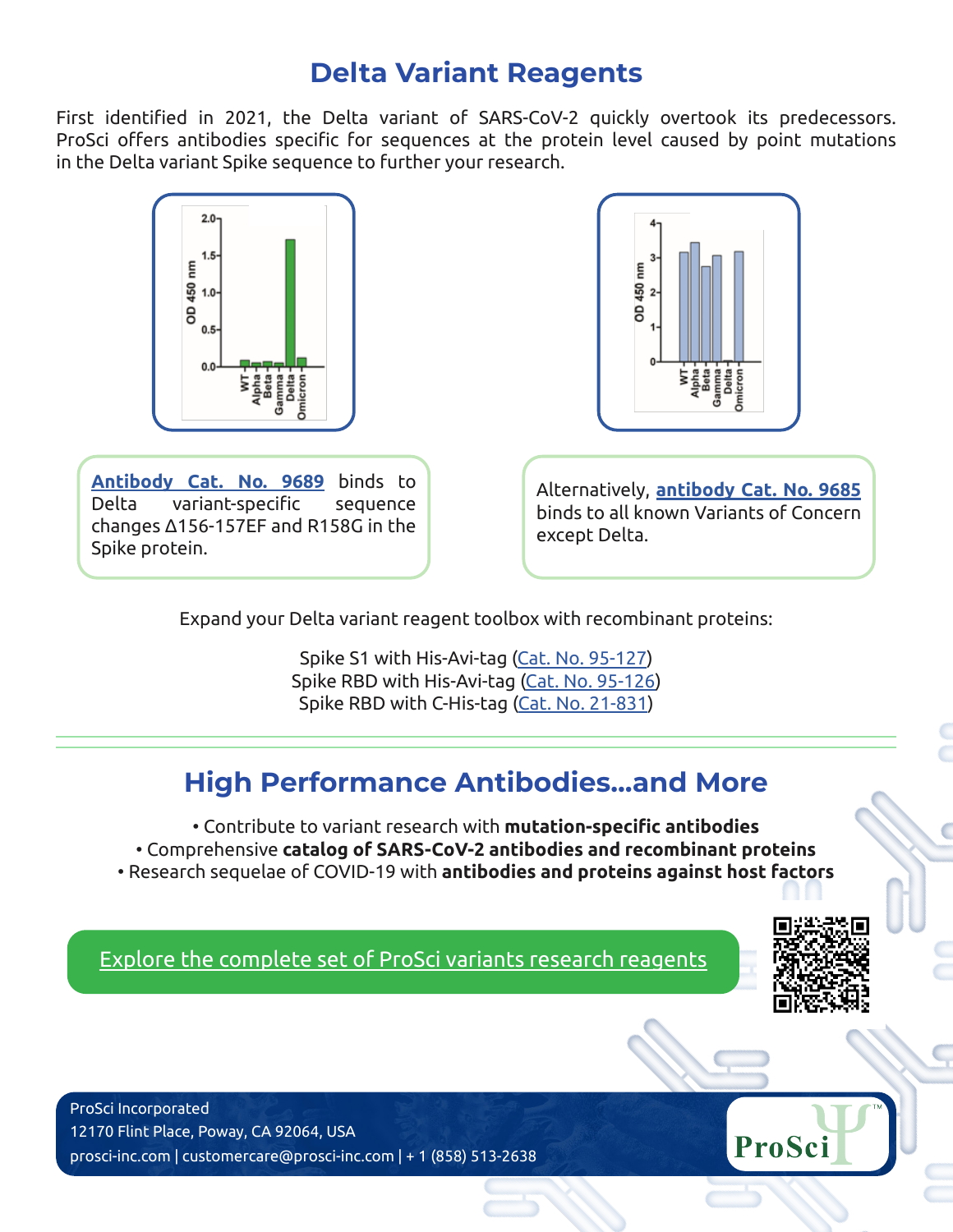# Delta Variant Reagents

First identified in 2021, the Delta variant of SARS-CoV-2 quickly overtook its predecessors. ProSci offers antibodies specific for sequences at the protein level caused by point mutations in the Delta variant Spike sequence to further your research.

OD 450 nm
2.0
1.5
1.0
0.5
0.0
WT
Alpha
Beta
Gamma
Delta
Omicron

OD 450 nm
4
3
2
1
0
WT
Alpha
Beta
Gamma
Delta
Omicron

**Antibody Cat. No. 9689** binds to Delta variant-specific sequence changes Δ156-157EF and R158G in the Spike protein.

Alternatively, **antibody Cat. No. 9685** binds to all known Variants of Concern except Delta.

Expand your Delta variant reagent toolbox with recombinant proteins:

Spike S1 with His-Avi-tag (Cat. No. 95-127)
Spike RBD with His-Avi-tag (Cat. No. 95-126)
Spike RBD with C-His-tag (Cat. No. 21-831)

# High Performance Antibodies...and More

- Contribute to variant research with **mutation-specific antibodies**
- Comprehensive **catalog of SARS-CoV-2 antibodies and recombinant proteins**
- Research sequelae of COVID-19 with **antibodies and proteins against host factors**

Explore the complete set of ProSci variants research reagents

ProSci Incorporated
12170 Flint Place, Poway, CA 92064, USA
prosci-inc.com | customercare@prosci-inc.com | + 1 (858) 513-2638

ProSci